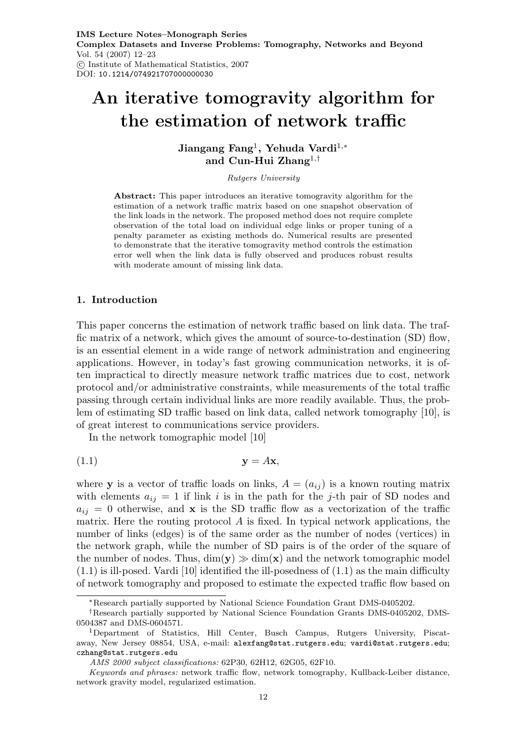# An iterative tomogravity algorithm for the estimation of network traffic

**Jiangang Fang**[1], **Yehuda Vardi**[1,*] **and Cun-Hui Zhang**[1,†]

*Rutgers University*

**Abstract:** This paper introduces an iterative tomogravity algorithm for the estimation of a network traffic matrix based on one snapshot observation of the link loads in the network. The proposed method does not require complete observation of the total load on individual edge links or proper tuning of a penalty parameter as existing methods do. Numerical results are presented to demonstrate that the iterative tomogravity method controls the estimation error well when the link data is fully observed and produces robust results with moderate amount of missing link data.

## 1. Introduction

This paper concerns the estimation of network traffic based on link data. The traffic matrix of a network, which gives the amount of source-to-destination (SD) flow, is an essential element in a wide range of network administration and engineering applications. However, in today's fast growing communication networks, it is often impractical to directly measure network traffic matrices due to cost, network protocol and/or administrative constraints, while measurements of the total traffic passing through certain individual links are more readily available. Thus, the problem of estimating SD traffic based on link data, called network tomography [10], is of great interest to communications service providers.

In the network tomographic model [10]

$$\mathbf{y} = A\mathbf{x}, \tag{1.1}$$

where $\mathbf{y}$ is a vector of traffic loads on links, $A = (a_{ij})$ is a known routing matrix with elements $a_{ij} = 1$ if link $i$ is in the path for the $j$-th pair of SD nodes and $a_{ij} = 0$ otherwise, and $\mathbf{x}$ is the SD traffic flow as a vectorization of the traffic matrix. Here the routing protocol $A$ is fixed. In typical network applications, the number of links (edges) is of the same order as the number of nodes (vertices) in the network graph, while the number of SD pairs is of the order of the square of the number of nodes. Thus, $\dim(\mathbf{y}) \gg \dim(\mathbf{x})$ and the network tomographic model (1.1) is ill-posed. Vardi [10] identified the ill-posedness of (1.1) as the main difficulty of network tomography and proposed to estimate the expected traffic flow based on

---

*Research partially supported by National Science Foundation Grant DMS-0405202.

†Research partially supported by National Science Foundation Grants DMS-0405202, DMS-0504387 and DMS-0604571.

[1]Department of Statistics, Hill Center, Busch Campus, Rutgers University, Piscataway, New Jersey 08854, USA, e-mail: alexfang@stat.rutgers.edu; vardi@stat.rutgers.edu; czhang@stat.rutgers.edu

*AMS 2000 subject classifications:* 62P30, 62H12, 62G05, 62F10.

*Keywords and phrases:* network traffic flow, network tomography, Kullback-Leiber distance, network gravity model, regularized estimation.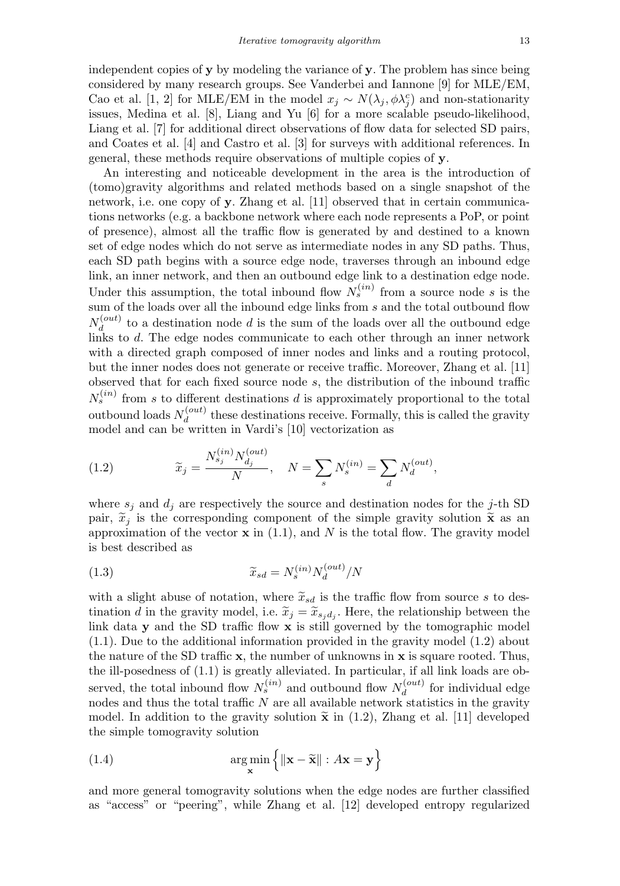independent copies of $\mathbf{y}$ by modeling the variance of $\mathbf{y}$. The problem has since being considered by many research groups. See Vanderbei and Iannone [9] for MLE/EM, Cao et al. [1, 2] for MLE/EM in the model $x_j \sim N(\lambda_j, \phi\lambda_j^c)$ and non-stationarity issues, Medina et al. [8], Liang and Yu [6] for a more scalable pseudo-likelihood, Liang et al. [7] for additional direct observations of flow data for selected SD pairs, and Coates et al. [4] and Castro et al. [3] for surveys with additional references. In general, these methods require observations of multiple copies of $\mathbf{y}$.

An interesting and noticeable development in the area is the introduction of (tomo)gravity algorithms and related methods based on a single snapshot of the network, i.e. one copy of $\mathbf{y}$. Zhang et al. [11] observed that in certain communications networks (e.g. a backbone network where each node represents a PoP, or point of presence), almost all the traffic flow is generated by and destined to a known set of edge nodes which do not serve as intermediate nodes in any SD paths. Thus, each SD path begins with a source edge node, traverses through an inbound edge link, an inner network, and then an outbound edge link to a destination edge node. Under this assumption, the total inbound flow $N_s^{(in)}$ from a source node $s$ is the sum of the loads over all the inbound edge links from $s$ and the total outbound flow $N_d^{(out)}$ to a destination node $d$ is the sum of the loads over all the outbound edge links to $d$. The edge nodes communicate to each other through an inner network with a directed graph composed of inner nodes and links and a routing protocol, but the inner nodes does not generate or receive traffic. Moreover, Zhang et al. [11] observed that for each fixed source node $s$, the distribution of the inbound traffic $N_s^{(in)}$ from $s$ to different destinations $d$ is approximately proportional to the total outbound loads $N_d^{(out)}$ these destinations receive. Formally, this is called the gravity model and can be written in Vardi's [10] vectorization as

$$\widetilde{x}_j = \frac{N_{s_j}^{(in)} N_{d_j}^{(out)}}{N}, \quad N = \sum_s N_s^{(in)} = \sum_d N_d^{(out)}, \tag{1.2}$$

where $s_j$ and $d_j$ are respectively the source and destination nodes for the $j$-th SD pair, $\widetilde{x}_j$ is the corresponding component of the simple gravity solution $\widetilde{\mathbf{x}}$ as an approximation of the vector $\mathbf{x}$ in (1.1), and $N$ is the total flow. The gravity model is best described as

$$\widetilde{x}_{sd} = N_s^{(in)} N_d^{(out)} / N \tag{1.3}$$

with a slight abuse of notation, where $\widetilde{x}_{sd}$ is the traffic flow from source $s$ to destination $d$ in the gravity model, i.e. $\widetilde{x}_j = \widetilde{x}_{s_j d_j}$. Here, the relationship between the link data $\mathbf{y}$ and the SD traffic flow $\mathbf{x}$ is still governed by the tomographic model (1.1). Due to the additional information provided in the gravity model (1.2) about the nature of the SD traffic $\mathbf{x}$, the number of unknowns in $\mathbf{x}$ is square rooted. Thus, the ill-posedness of (1.1) is greatly alleviated. In particular, if all link loads are observed, the total inbound flow $N_s^{(in)}$ and outbound flow $N_d^{(out)}$ for individual edge nodes and thus the total traffic $N$ are all available network statistics in the gravity model. In addition to the gravity solution $\widetilde{\mathbf{x}}$ in (1.2), Zhang et al. [11] developed the simple tomogravity solution

$$\underset{\mathbf{x}}{\arg\min} \Big\{ \|\mathbf{x} - \widetilde{\mathbf{x}}\| : A\mathbf{x} = \mathbf{y} \Big\} \tag{1.4}$$

and more general tomogravity solutions when the edge nodes are further classified as "access" or "peering", while Zhang et al. [12] developed entropy regularized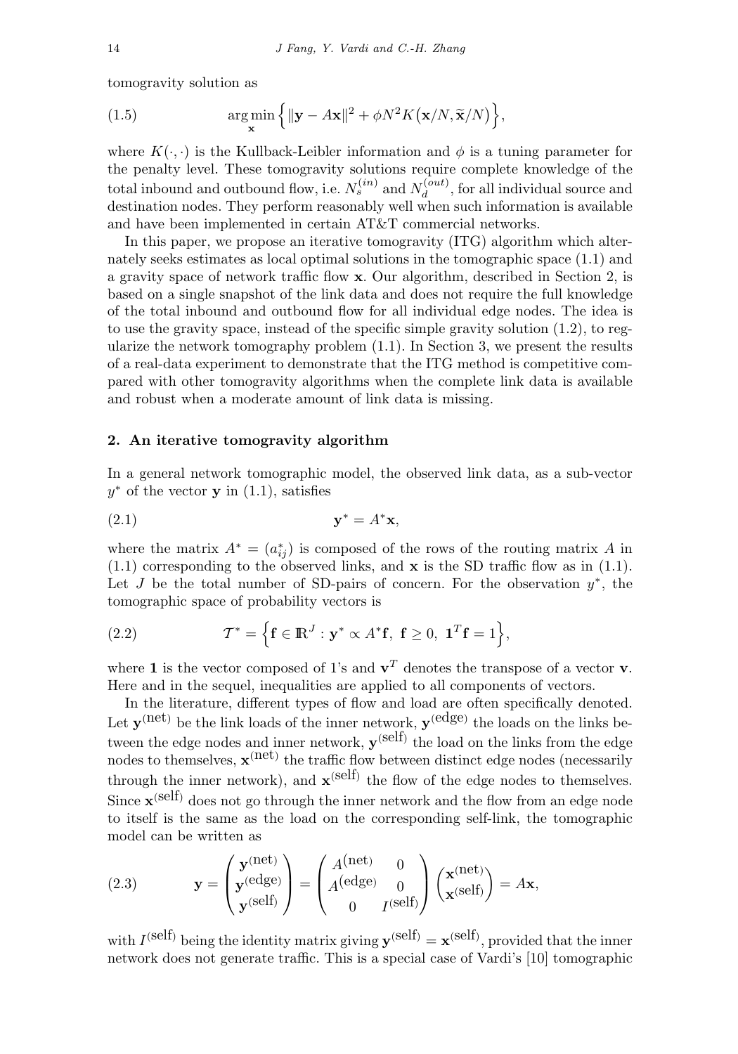tomogravity solution as

$$\arg\min_{\mathbf{x}} \Big\{ \|\mathbf{y} - A\mathbf{x}\|^2 + \phi N^2 K\big(\mathbf{x}/N, \widetilde{\mathbf{x}}/N\big) \Big\}, \tag{1.5}$$

where $K(\cdot,\cdot)$ is the Kullback-Leibler information and $\phi$ is a tuning parameter for the penalty level. These tomogravity solutions require complete knowledge of the total inbound and outbound flow, i.e. $N_s^{(in)}$ and $N_d^{(out)}$, for all individual source and destination nodes. They perform reasonably well when such information is available and have been implemented in certain AT&T commercial networks.

In this paper, we propose an iterative tomogravity (ITG) algorithm which alternately seeks estimates as local optimal solutions in the tomographic space (1.1) and a gravity space of network traffic flow $\mathbf{x}$. Our algorithm, described in Section 2, is based on a single snapshot of the link data and does not require the full knowledge of the total inbound and outbound flow for all individual edge nodes. The idea is to use the gravity space, instead of the specific simple gravity solution (1.2), to regularize the network tomography problem (1.1). In Section 3, we present the results of a real-data experiment to demonstrate that the ITG method is competitive compared with other tomogravity algorithms when the complete link data is available and robust when a moderate amount of link data is missing.

## 2. An iterative tomogravity algorithm

In a general network tomographic model, the observed link data, as a sub-vector $y^*$ of the vector $\mathbf{y}$ in (1.1), satisfies

$$\mathbf{y}^* = A^*\mathbf{x}, \tag{2.1}$$

where the matrix $A^* = (a^*_{ij})$ is composed of the rows of the routing matrix $A$ in (1.1) corresponding to the observed links, and $\mathbf{x}$ is the SD traffic flow as in (1.1). Let $J$ be the total number of SD-pairs of concern. For the observation $y^*$, the tomographic space of probability vectors is

$$\mathcal{T}^* = \Big\{ \mathbf{f} \in \mathbb{R}^J : \mathbf{y}^* \propto A^*\mathbf{f},\ \mathbf{f} \geq 0,\ \mathbf{1}^T\mathbf{f} = 1 \Big\}, \tag{2.2}$$

where $\mathbf{1}$ is the vector composed of 1's and $\mathbf{v}^T$ denotes the transpose of a vector $\mathbf{v}$. Here and in the sequel, inequalities are applied to all components of vectors.

In the literature, different types of flow and load are often specifically denoted. Let $\mathbf{y}^{(\text{net})}$ be the link loads of the inner network, $\mathbf{y}^{(\text{edge})}$ the loads on the links between the edge nodes and inner network, $\mathbf{y}^{(\text{self})}$ the load on the links from the edge nodes to themselves, $\mathbf{x}^{(\text{net})}$ the traffic flow between distinct edge nodes (necessarily through the inner network), and $\mathbf{x}^{(\text{self})}$ the flow of the edge nodes to themselves. Since $\mathbf{x}^{(\text{self})}$ does not go through the inner network and the flow from an edge node to itself is the same as the load on the corresponding self-link, the tomographic model can be written as

$$\mathbf{y} = \begin{pmatrix} \mathbf{y}^{(\text{net})} \\ \mathbf{y}^{(\text{edge})} \\ \mathbf{y}^{(\text{self})} \end{pmatrix} = \begin{pmatrix} A^{(\text{net})} & 0 \\ A^{(\text{edge})} & 0 \\ 0 & I^{(\text{self})} \end{pmatrix} \begin{pmatrix} \mathbf{x}^{(\text{net})} \\ \mathbf{x}^{(\text{self})} \end{pmatrix} = A\mathbf{x}, \tag{2.3}$$

with $I^{(\text{self})}$ being the identity matrix giving $\mathbf{y}^{(\text{self})} = \mathbf{x}^{(\text{self})}$, provided that the inner network does not generate traffic. This is a special case of Vardi's [10] tomographic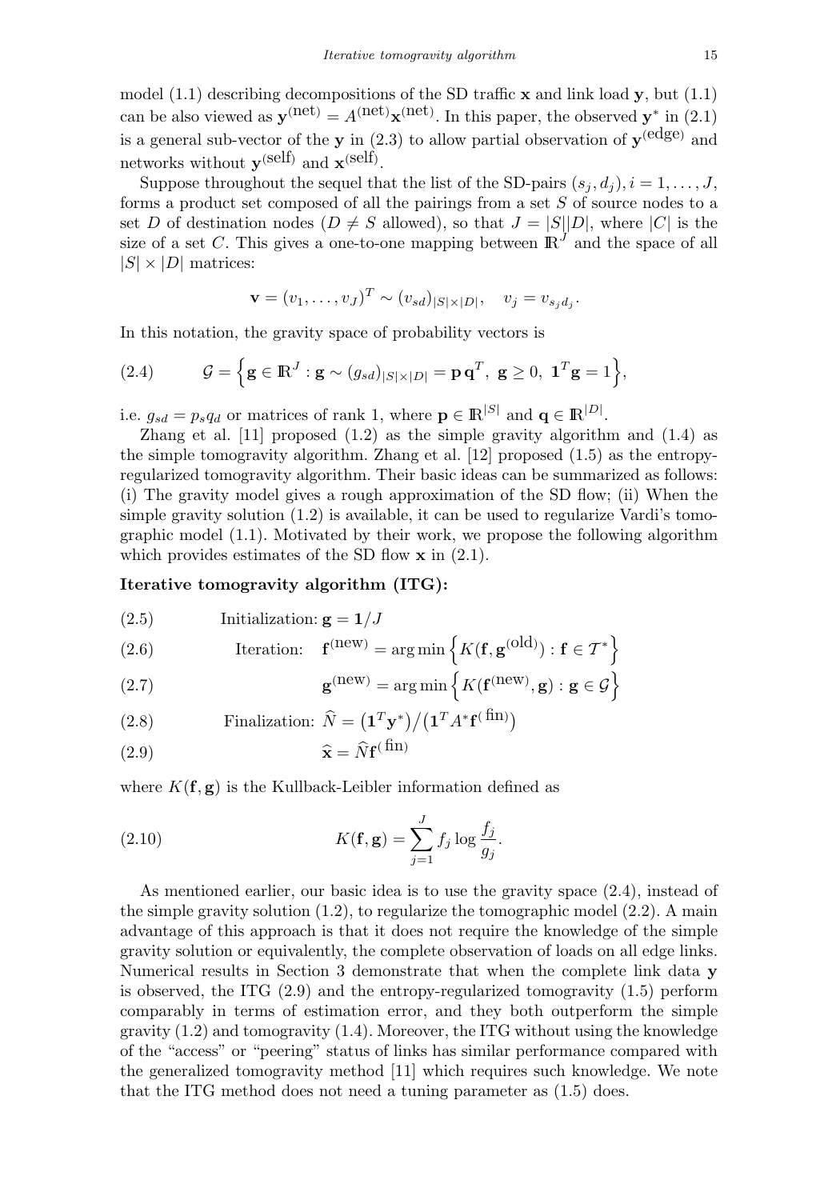model (1.1) describing decompositions of the SD traffic $\mathbf{x}$ and link load $\mathbf{y}$, but (1.1) can be also viewed as $\mathbf{y}^{(\text{net})} = A^{(\text{net})}\mathbf{x}^{(\text{net})}$. In this paper, the observed $\mathbf{y}^*$ in (2.1) is a general sub-vector of the $\mathbf{y}$ in (2.3) to allow partial observation of $\mathbf{y}^{(\text{edge})}$ and networks without $\mathbf{y}^{(\text{self})}$ and $\mathbf{x}^{(\text{self})}$.

Suppose throughout the sequel that the list of the SD-pairs $(s_j, d_j), i = 1, \ldots, J$, forms a product set composed of all the pairings from a set $S$ of source nodes to a set $D$ of destination nodes ($D \neq S$ allowed), so that $J = |S||D|$, where $|C|$ is the size of a set $C$. This gives a one-to-one mapping between $\mathbb{R}^J$ and the space of all $|S| \times |D|$ matrices:

$$\mathbf{v} = (v_1, \ldots, v_J)^T \sim (v_{sd})_{|S|\times|D|}, \quad v_j = v_{s_j d_j}.$$

In this notation, the gravity space of probability vectors is

$$\mathcal{G} = \Big\{ \mathbf{g} \in \mathbb{R}^J : \mathbf{g} \sim (g_{sd})_{|S|\times|D|} = \mathbf{p}\,\mathbf{q}^T,\ \mathbf{g} \geq 0,\ \mathbf{1}^T\mathbf{g} = 1 \Big\}, \tag{2.4}$$

i.e. $g_{sd} = p_s q_d$ or matrices of rank 1, where $\mathbf{p} \in \mathbb{R}^{|S|}$ and $\mathbf{q} \in \mathbb{R}^{|D|}$.

Zhang et al. [11] proposed (1.2) as the simple gravity algorithm and (1.4) as the simple tomogravity algorithm. Zhang et al. [12] proposed (1.5) as the entropy-regularized tomogravity algorithm. Their basic ideas can be summarized as follows: (i) The gravity model gives a rough approximation of the SD flow; (ii) When the simple gravity solution (1.2) is available, it can be used to regularize Vardi's tomographic model (1.1). Motivated by their work, we propose the following algorithm which provides estimates of the SD flow $\mathbf{x}$ in (2.1).

**Iterative tomogravity algorithm (ITG):**

$$\text{Initialization: } \mathbf{g} = \mathbf{1}/J \tag{2.5}$$

$$\text{Iteration:} \quad \mathbf{f}^{(\text{new})} = \arg\min \Big\{ K(\mathbf{f}, \mathbf{g}^{(\text{old})}) : \mathbf{f} \in \mathcal{T}^* \Big\} \tag{2.6}$$

$$\mathbf{g}^{(\text{new})} = \arg\min \Big\{ K(\mathbf{f}^{(\text{new})}, \mathbf{g}) : \mathbf{g} \in \mathcal{G} \Big\} \tag{2.7}$$

$$\text{Finalization: } \widehat{N} = \big(\mathbf{1}^T\mathbf{y}^*\big) / \big(\mathbf{1}^T A^* \mathbf{f}^{(\text{fin})}\big) \tag{2.8}$$

$$\widehat{\mathbf{x}} = \widehat{N}\mathbf{f}^{(\text{fin})} \tag{2.9}$$

where $K(\mathbf{f}, \mathbf{g})$ is the Kullback-Leibler information defined as

$$K(\mathbf{f}, \mathbf{g}) = \sum_{j=1}^{J} f_j \log \frac{f_j}{g_j}. \tag{2.10}$$

As mentioned earlier, our basic idea is to use the gravity space (2.4), instead of the simple gravity solution (1.2), to regularize the tomographic model (2.2). A main advantage of this approach is that it does not require the knowledge of the simple gravity solution or equivalently, the complete observation of loads on all edge links. Numerical results in Section 3 demonstrate that when the complete link data $\mathbf{y}$ is observed, the ITG (2.9) and the entropy-regularized tomogravity (1.5) perform comparably in terms of estimation error, and they both outperform the simple gravity (1.2) and tomogravity (1.4). Moreover, the ITG without using the knowledge of the "access" or "peering" status of links has similar performance compared with the generalized tomogravity method [11] which requires such knowledge. We note that the ITG method does not need a tuning parameter as (1.5) does.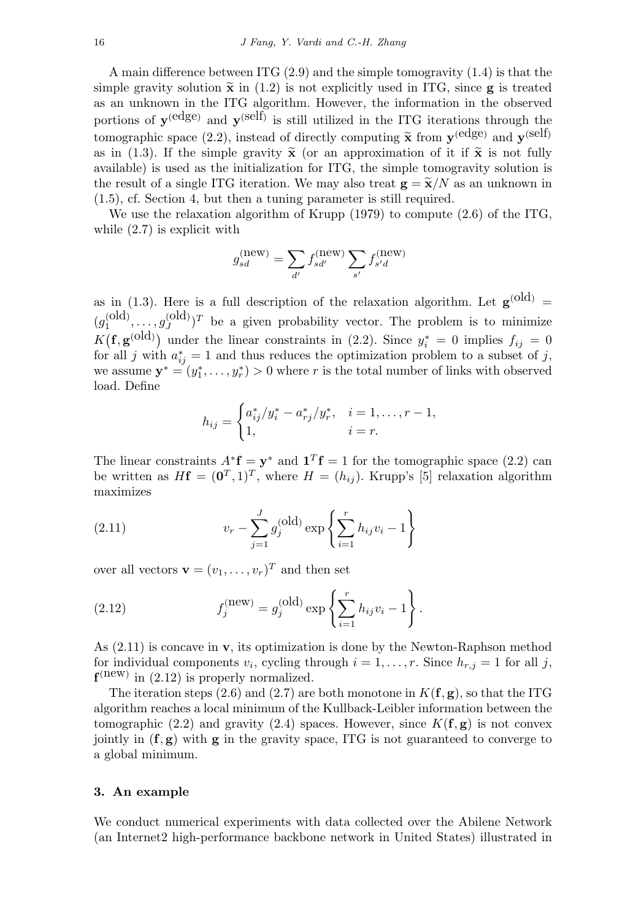A main difference between ITG (2.9) and the simple tomogravity (1.4) is that the simple gravity solution $\widetilde{\mathbf{x}}$ in (1.2) is not explicitly used in ITG, since $\mathbf{g}$ is treated as an unknown in the ITG algorithm. However, the information in the observed portions of $\mathbf{y}^{(\text{edge})}$ and $\mathbf{y}^{(\text{self})}$ is still utilized in the ITG iterations through the tomographic space (2.2), instead of directly computing $\widetilde{\mathbf{x}}$ from $\mathbf{y}^{(\text{edge})}$ and $\mathbf{y}^{(\text{self})}$ as in (1.3). If the simple gravity $\widetilde{\mathbf{x}}$ (or an approximation of it if $\widetilde{\mathbf{x}}$ is not fully available) is used as the initialization for ITG, the simple tomogravity solution is the result of a single ITG iteration. We may also treat $\mathbf{g} = \widetilde{\mathbf{x}}/N$ as an unknown in (1.5), cf. Section 4, but then a tuning parameter is still required.

We use the relaxation algorithm of Krupp (1979) to compute (2.6) of the ITG, while (2.7) is explicit with

$$g_{sd}^{(\text{new})} = \sum_{d'} f_{sd'}^{(\text{new})} \sum_{s'} f_{s'd}^{(\text{new})}$$

as in (1.3). Here is a full description of the relaxation algorithm. Let $\mathbf{g}^{(\text{old})} = (g_1^{(\text{old})}, \ldots, g_J^{(\text{old})})^T$ be a given probability vector. The problem is to minimize $K(\mathbf{f}, \mathbf{g}^{(\text{old})})$ under the linear constraints in (2.2). Since $y_i^* = 0$ implies $f_{ij} = 0$ for all $j$ with $a_{ij}^* = 1$ and thus reduces the optimization problem to a subset of $j$, we assume $\mathbf{y}^* = (y_1^*, \ldots, y_r^*) > 0$ where $r$ is the total number of links with observed load. Define

$$h_{ij} = \begin{cases} a_{ij}^*/y_i^* - a_{rj}^*/y_r^*, & i = 1, \ldots, r-1, \\ 1, & i = r. \end{cases}$$

The linear constraints $A^*\mathbf{f} = \mathbf{y}^*$ and $\mathbf{1}^T\mathbf{f} = 1$ for the tomographic space (2.2) can be written as $H\mathbf{f} = (\mathbf{0}^T, 1)^T$, where $H = (h_{ij})$. Krupp's [5] relaxation algorithm maximizes

$$v_r - \sum_{j=1}^{J} g_j^{(\text{old})} \exp\left\{ \sum_{i=1}^{r} h_{ij} v_i - 1 \right\} \tag{2.11}$$

over all vectors $\mathbf{v} = (v_1, \ldots, v_r)^T$ and then set

$$f_j^{(\text{new})} = g_j^{(\text{old})} \exp\left\{ \sum_{i=1}^{r} h_{ij} v_i - 1 \right\}. \tag{2.12}$$

As (2.11) is concave in $\mathbf{v}$, its optimization is done by the Newton-Raphson method for individual components $v_i$, cycling through $i = 1, \ldots, r$. Since $h_{r,j} = 1$ for all $j$, $\mathbf{f}^{(\text{new})}$ in (2.12) is properly normalized.

The iteration steps (2.6) and (2.7) are both monotone in $K(\mathbf{f}, \mathbf{g})$, so that the ITG algorithm reaches a local minimum of the Kullback-Leibler information between the tomographic (2.2) and gravity (2.4) spaces. However, since $K(\mathbf{f}, \mathbf{g})$ is not convex jointly in $(\mathbf{f}, \mathbf{g})$ with $\mathbf{g}$ in the gravity space, ITG is not guaranteed to converge to a global minimum.

## 3. An example

We conduct numerical experiments with data collected over the Abilene Network (an Internet2 high-performance backbone network in United States) illustrated in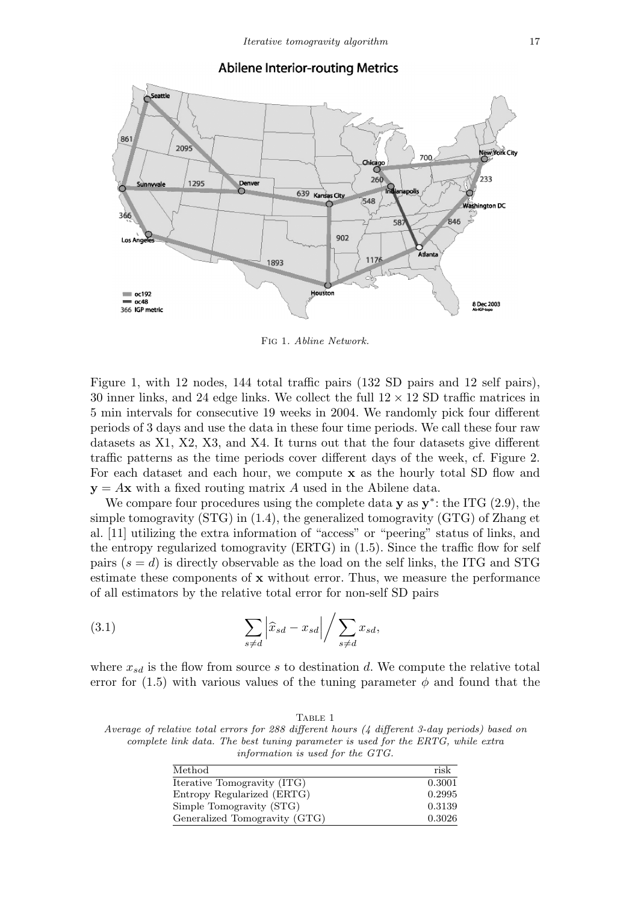Fig 1. *Abline Network.*

Figure 1, with 12 nodes, 144 total traffic pairs (132 SD pairs and 12 self pairs), 30 inner links, and 24 edge links. We collect the full $12 \times 12$ SD traffic matrices in 5 min intervals for consecutive 19 weeks in 2004. We randomly pick four different periods of 3 days and use the data in these four time periods. We call these four raw datasets as X1, X2, X3, and X4. It turns out that the four datasets give different traffic patterns as the time periods cover different days of the week, cf. Figure 2. For each dataset and each hour, we compute $\mathbf{x}$ as the hourly total SD flow and $\mathbf{y} = A\mathbf{x}$ with a fixed routing matrix $A$ used in the Abilene data.

We compare four procedures using the complete data $\mathbf{y}$ as $\mathbf{y}^*$: the ITG (2.9), the simple tomogravity (STG) in (1.4), the generalized tomogravity (GTG) of Zhang et al. [11] utilizing the extra information of "access" or "peering" status of links, and the entropy regularized tomogravity (ERTG) in (1.5). Since the traffic flow for self pairs ($s = d$) is directly observable as the load on the self links, the ITG and STG estimate these components of $\mathbf{x}$ without error. Thus, we measure the performance of all estimators by the relative total error for non-self SD pairs

$$\sum_{s \neq d} \left| \widehat{x}_{sd} - x_{sd} \right| \Big/ \sum_{s \neq d} x_{sd}, \tag{3.1}$$

where $x_{sd}$ is the flow from source $s$ to destination $d$. We compute the relative total error for (1.5) with various values of the tuning parameter $\phi$ and found that the

Table 1
*Average of relative total errors for 288 different hours (4 different 3-day periods) based on complete link data. The best tuning parameter is used for the ERTG, while extra information is used for the GTG.*

| Method | risk |
|---|---|
| Iterative Tomogravity (ITG) | 0.3001 |
| Entropy Regularized (ERTG) | 0.2995 |
| Simple Tomogravity (STG) | 0.3139 |
| Generalized Tomogravity (GTG) | 0.3026 |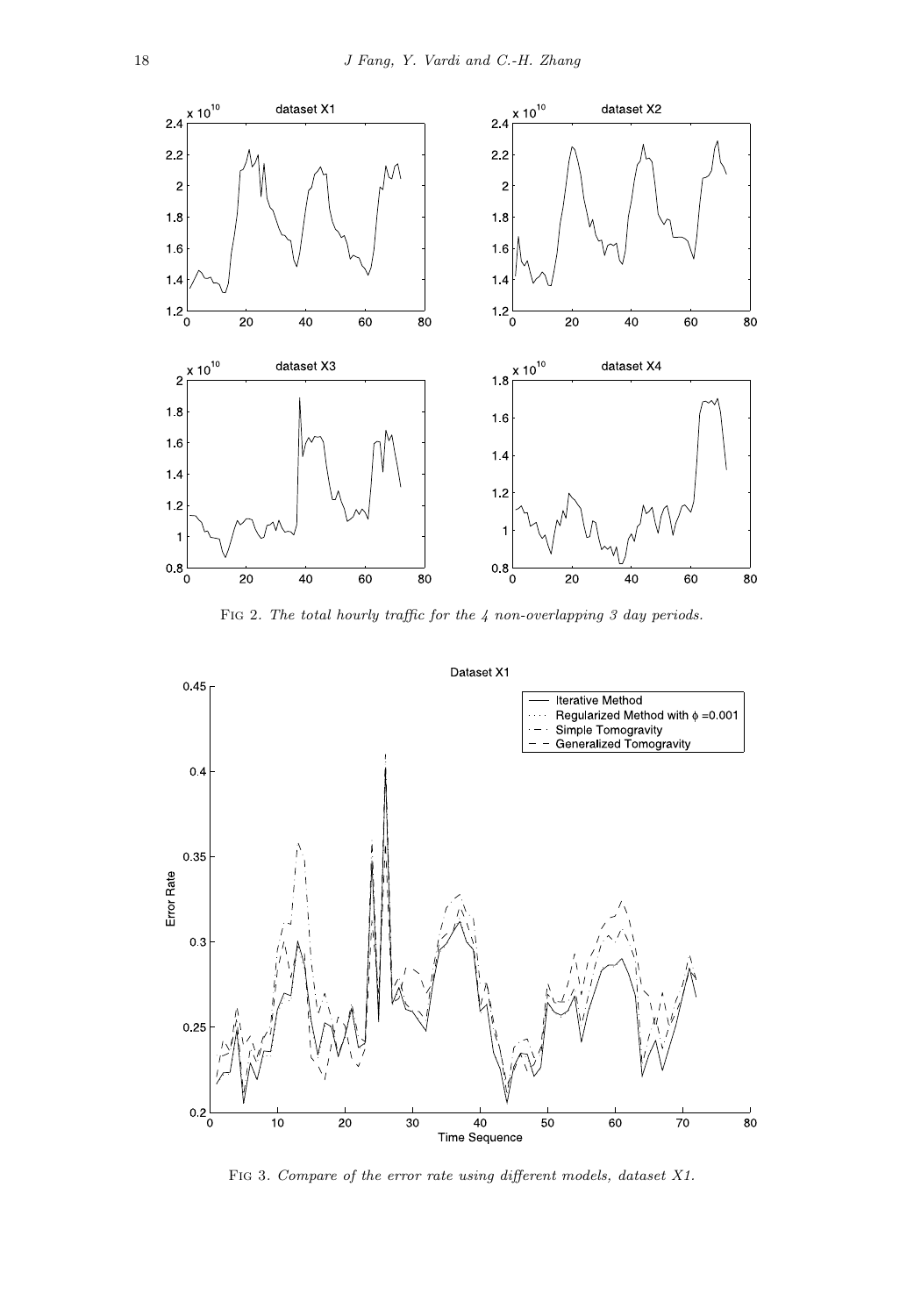FIG 2. *The total hourly traffic for the 4 non-overlapping 3 day periods.*

FIG 3. *Compare of the error rate using different models, dataset X1.*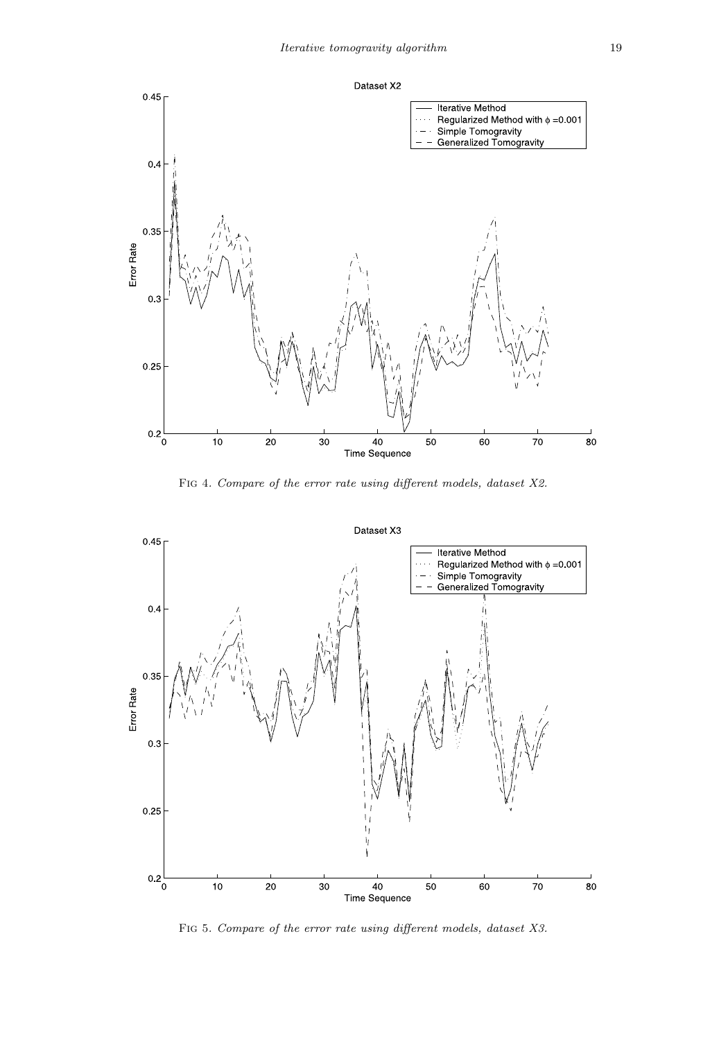Fig 4. *Compare of the error rate using different models, dataset X2.*

Fig 5. *Compare of the error rate using different models, dataset X3.*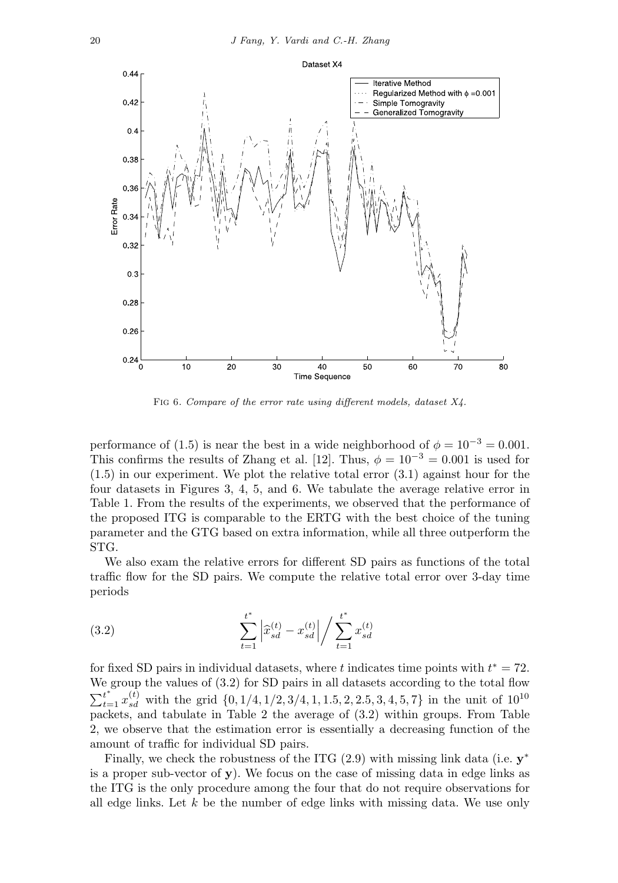Fig 6. *Compare of the error rate using different models, dataset X4.*

performance of (1.5) is near the best in a wide neighborhood of $\phi = 10^{-3} = 0.001$. This confirms the results of Zhang et al. [12]. Thus, $\phi = 10^{-3} = 0.001$ is used for (1.5) in our experiment. We plot the relative total error (3.1) against hour for the four datasets in Figures 3, 4, 5, and 6. We tabulate the average relative error in Table 1. From the results of the experiments, we observed that the performance of the proposed ITG is comparable to the ERTG with the best choice of the tuning parameter and the GTG based on extra information, while all three outperform the STG.

We also exam the relative errors for different SD pairs as functions of the total traffic flow for the SD pairs. We compute the relative total error over 3-day time periods

$$\sum_{t=1}^{t^*} \left| \widehat{x}_{sd}^{(t)} - x_{sd}^{(t)} \right| \Big/ \sum_{t=1}^{t^*} x_{sd}^{(t)} \tag{3.2}$$

for fixed SD pairs in individual datasets, where $t$ indicates time points with $t^* = 72$. We group the values of (3.2) for SD pairs in all datasets according to the total flow $\sum_{t=1}^{t^*} x_{sd}^{(t)}$ with the grid $\{0, 1/4, 1/2, 3/4, 1, 1.5, 2, 2.5, 3, 4, 5, 7\}$ in the unit of $10^{10}$ packets, and tabulate in Table 2 the average of (3.2) within groups. From Table 2, we observe that the estimation error is essentially a decreasing function of the amount of traffic for individual SD pairs.

Finally, we check the robustness of the ITG (2.9) with missing link data (i.e. $\mathbf{y}^*$ is a proper sub-vector of $\mathbf{y}$). We focus on the case of missing data in edge links as the ITG is the only procedure among the four that do not require observations for all edge links. Let $k$ be the number of edge links with missing data. We use only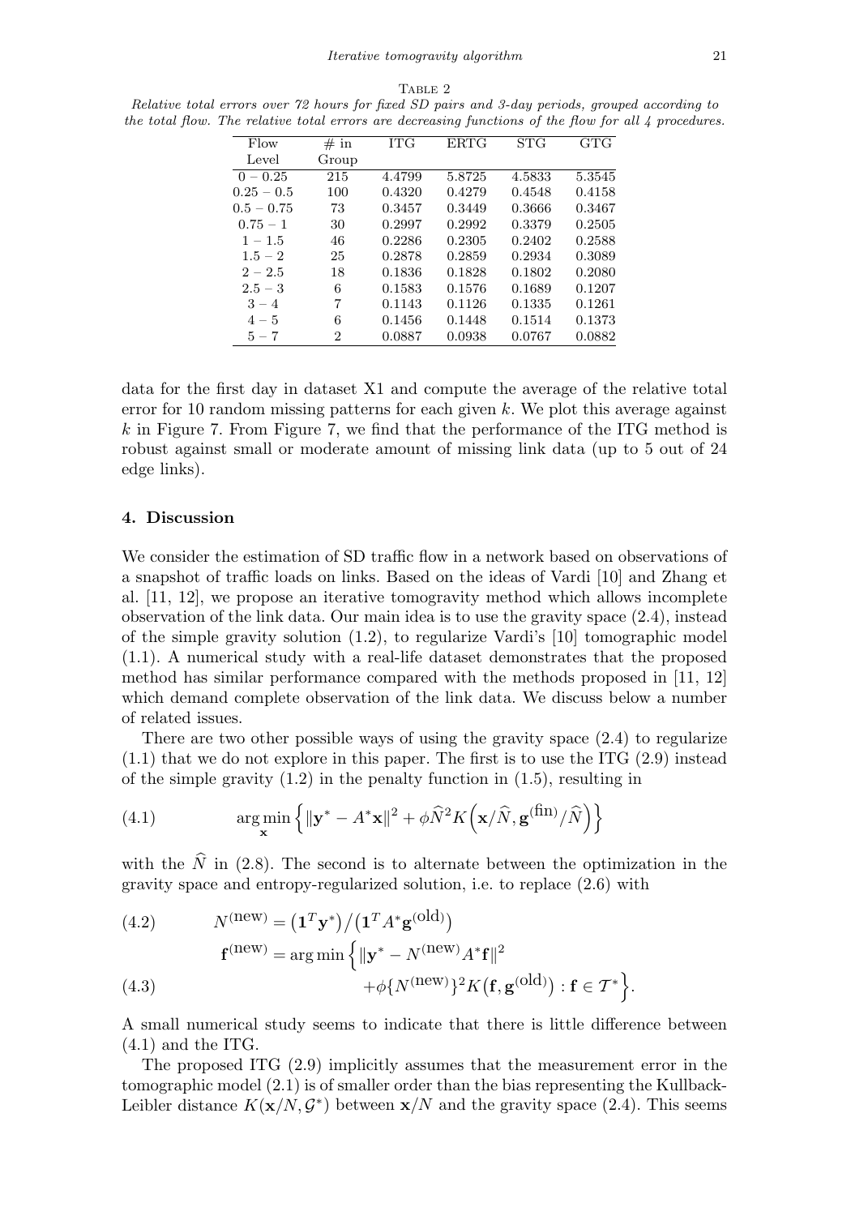TABLE 2

*Relative total errors over 72 hours for fixed SD pairs and 3-day periods, grouped according to the total flow. The relative total errors are decreasing functions of the flow for all 4 procedures.*

| Flow Level | # in Group | ITG | ERTG | STG | GTG |
|---|---|---|---|---|---|
| $0-0.25$ | 215 | 4.4799 | 5.8725 | 4.5833 | 5.3545 |
| $0.25-0.5$ | 100 | 0.4320 | 0.4279 | 0.4548 | 0.4158 |
| $0.5-0.75$ | 73 | 0.3457 | 0.3449 | 0.3666 | 0.3467 |
| $0.75-1$ | 30 | 0.2997 | 0.2992 | 0.3379 | 0.2505 |
| $1-1.5$ | 46 | 0.2286 | 0.2305 | 0.2402 | 0.2588 |
| $1.5-2$ | 25 | 0.2878 | 0.2859 | 0.2934 | 0.3089 |
| $2-2.5$ | 18 | 0.1836 | 0.1828 | 0.1802 | 0.2080 |
| $2.5-3$ | 6 | 0.1583 | 0.1576 | 0.1689 | 0.1207 |
| $3-4$ | 7 | 0.1143 | 0.1126 | 0.1335 | 0.1261 |
| $4-5$ | 6 | 0.1456 | 0.1448 | 0.1514 | 0.1373 |
| $5-7$ | 2 | 0.0887 | 0.0938 | 0.0767 | 0.0882 |

data for the first day in dataset X1 and compute the average of the relative total error for 10 random missing patterns for each given $k$. We plot this average against $k$ in Figure 7. From Figure 7, we find that the performance of the ITG method is robust against small or moderate amount of missing link data (up to 5 out of 24 edge links).

## 4. Discussion

We consider the estimation of SD traffic flow in a network based on observations of a snapshot of traffic loads on links. Based on the ideas of Vardi [10] and Zhang et al. [11, 12], we propose an iterative tomogravity method which allows incomplete observation of the link data. Our main idea is to use the gravity space (2.4), instead of the simple gravity solution (1.2), to regularize Vardi's [10] tomographic model (1.1). A numerical study with a real-life dataset demonstrates that the proposed method has similar performance compared with the methods proposed in [11, 12] which demand complete observation of the link data. We discuss below a number of related issues.

There are two other possible ways of using the gravity space (2.4) to regularize (1.1) that we do not explore in this paper. The first is to use the ITG (2.9) instead of the simple gravity (1.2) in the penalty function in (1.5), resulting in

$$\arg\min_{\mathbf{x}} \Big\{ \|\mathbf{y}^* - A^*\mathbf{x}\|^2 + \phi \widehat{N}^2 K\Big(\mathbf{x}/\widehat{N}, \mathbf{g}^{(\mathrm{fin})}/\widehat{N}\Big) \Big\} \tag{4.1}$$

with the $\widehat{N}$ in (2.8). The second is to alternate between the optimization in the gravity space and entropy-regularized solution, i.e. to replace (2.6) with

$$N^{(\mathrm{new})} = \big(\mathbf{1}^T\mathbf{y}^*\big)/\big(\mathbf{1}^T A^* \mathbf{g}^{(\mathrm{old})}\big) \tag{4.2}$$

$$\mathbf{f}^{(\mathrm{new})} = \arg\min \Big\{ \|\mathbf{y}^* - N^{(\mathrm{new})} A^* \mathbf{f}\|^2 + \phi \{N^{(\mathrm{new})}\}^2 K\big(\mathbf{f}, \mathbf{g}^{(\mathrm{old})}\big) : \mathbf{f} \in \mathcal{T}^* \Big\}. \tag{4.3}$$

A small numerical study seems to indicate that there is little difference between (4.1) and the ITG.

The proposed ITG (2.9) implicitly assumes that the measurement error in the tomographic model (2.1) is of smaller order than the bias representing the Kullback-Leibler distance $K(\mathbf{x}/N, \mathcal{G}^*)$ between $\mathbf{x}/N$ and the gravity space (2.4). This seems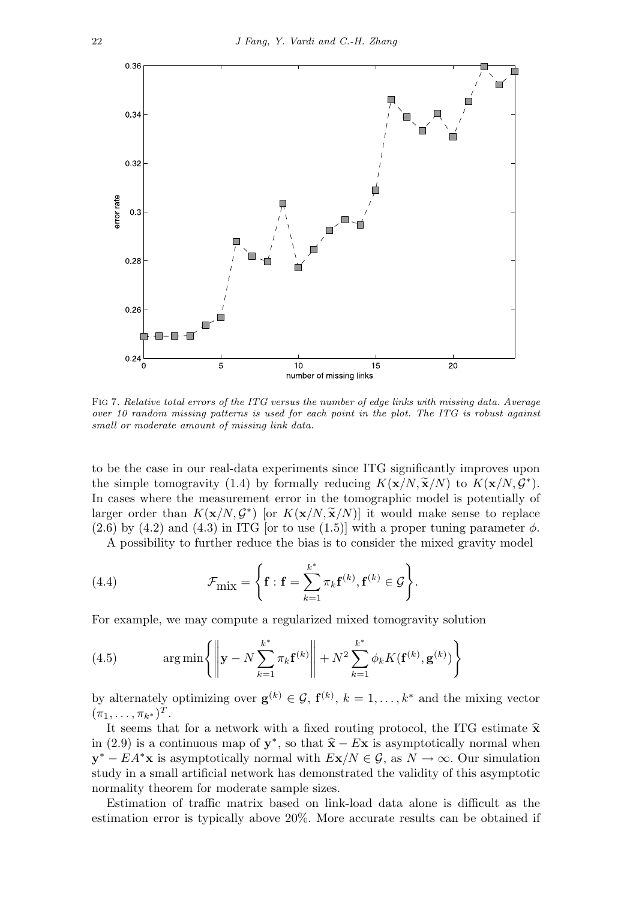Fig 7. *Relative total errors of the ITG versus the number of edge links with missing data. Average over 10 random missing patterns is used for each point in the plot. The ITG is robust against small or moderate amount of missing link data.*

to be the case in our real-data experiments since ITG significantly improves upon the simple tomogravity (1.4) by formally reducing $K(\mathbf{x}/N, \widetilde{\mathbf{x}}/N)$ to $K(\mathbf{x}/N, \mathcal{G}^*)$. In cases where the measurement error in the tomographic model is potentially of larger order than $K(\mathbf{x}/N, \mathcal{G}^*)$ [or $K(\mathbf{x}/N, \widetilde{\mathbf{x}}/N)$] it would make sense to replace (2.6) by (4.2) and (4.3) in ITG [or to use (1.5)] with a proper tuning parameter $\phi$.

A possibility to further reduce the bias is to consider the mixed gravity model

$$\mathcal{F}_{\text{mix}} = \left\{ \mathbf{f} : \mathbf{f} = \sum_{k=1}^{k^*} \pi_k \mathbf{f}^{(k)}, \mathbf{f}^{(k)} \in \mathcal{G} \right\}. \tag{4.4}$$

For example, we may compute a regularized mixed tomogravity solution

$$\arg\min \left\{ \left\| \mathbf{y} - N \sum_{k=1}^{k^*} \pi_k \mathbf{f}^{(k)} \right\| + N^2 \sum_{k=1}^{k^*} \phi_k K(\mathbf{f}^{(k)}, \mathbf{g}^{(k)}) \right\} \tag{4.5}$$

by alternately optimizing over $\mathbf{g}^{(k)} \in \mathcal{G}$, $\mathbf{f}^{(k)}$, $k = 1, \ldots, k^*$ and the mixing vector $(\pi_1, \ldots, \pi_{k^*})^T$.

It seems that for a network with a fixed routing protocol, the ITG estimate $\widehat{\mathbf{x}}$ in (2.9) is a continuous map of $\mathbf{y}^*$, so that $\widehat{\mathbf{x}} - E\mathbf{x}$ is asymptotically normal when $\mathbf{y}^* - EA^*\mathbf{x}$ is asymptotically normal with $E\mathbf{x}/N \in \mathcal{G}$, as $N \to \infty$. Our simulation study in a small artificial network has demonstrated the validity of this asymptotic normality theorem for moderate sample sizes.

Estimation of traffic matrix based on link-load data alone is difficult as the estimation error is typically above 20%. More accurate results can be obtained if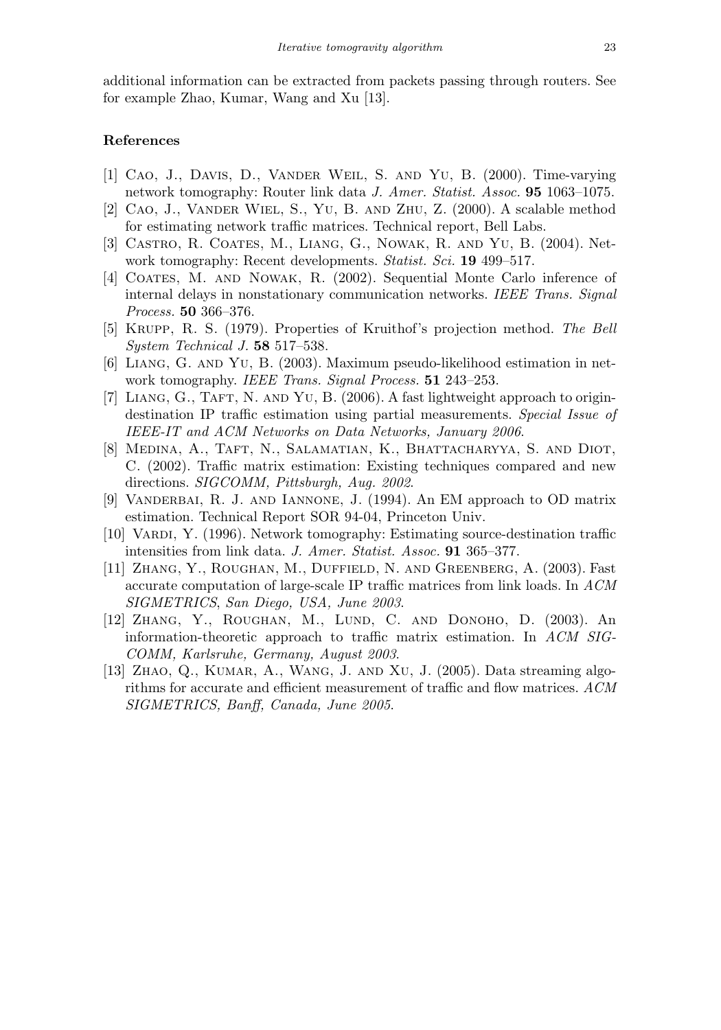additional information can be extracted from packets passing through routers. See for example Zhao, Kumar, Wang and Xu [13].

## References

[1] Cao, J., Davis, D., Vander Weil, S. and Yu, B. (2000). Time-varying network tomography: Router link data *J. Amer. Statist. Assoc.* **95** 1063–1075.

[2] Cao, J., Vander Wiel, S., Yu, B. and Zhu, Z. (2000). A scalable method for estimating network traffic matrices. Technical report, Bell Labs.

[3] Castro, R. Coates, M., Liang, G., Nowak, R. and Yu, B. (2004). Network tomography: Recent developments. *Statist. Sci.* **19** 499–517.

[4] Coates, M. and Nowak, R. (2002). Sequential Monte Carlo inference of internal delays in nonstationary communication networks. *IEEE Trans. Signal Process.* **50** 366–376.

[5] Krupp, R. S. (1979). Properties of Kruithof's projection method. *The Bell System Technical J.* **58** 517–538.

[6] Liang, G. and Yu, B. (2003). Maximum pseudo-likelihood estimation in network tomography. *IEEE Trans. Signal Process.* **51** 243–253.

[7] Liang, G., Taft, N. and Yu, B. (2006). A fast lightweight approach to origin-destination IP traffic estimation using partial measurements. *Special Issue of IEEE-IT and ACM Networks on Data Networks, January 2006*.

[8] Medina, A., Taft, N., Salamatian, K., Bhattacharyya, S. and Diot, C. (2002). Traffic matrix estimation: Existing techniques compared and new directions. *SIGCOMM, Pittsburgh, Aug. 2002*.

[9] Vanderbai, R. J. and Iannone, J. (1994). An EM approach to OD matrix estimation. Technical Report SOR 94-04, Princeton Univ.

[10] Vardi, Y. (1996). Network tomography: Estimating source-destination traffic intensities from link data. *J. Amer. Statist. Assoc.* **91** 365–377.

[11] Zhang, Y., Roughan, M., Duffield, N. and Greenberg, A. (2003). Fast accurate computation of large-scale IP traffic matrices from link loads. In *ACM SIGMETRICS*, *San Diego, USA, June 2003*.

[12] Zhang, Y., Roughan, M., Lund, C. and Donoho, D. (2003). An information-theoretic approach to traffic matrix estimation. In *ACM SIGCOMM, Karlsruhe, Germany, August 2003*.

[13] Zhao, Q., Kumar, A., Wang, J. and Xu, J. (2005). Data streaming algorithms for accurate and efficient measurement of traffic and flow matrices. *ACM SIGMETRICS, Banff, Canada, June 2005*.